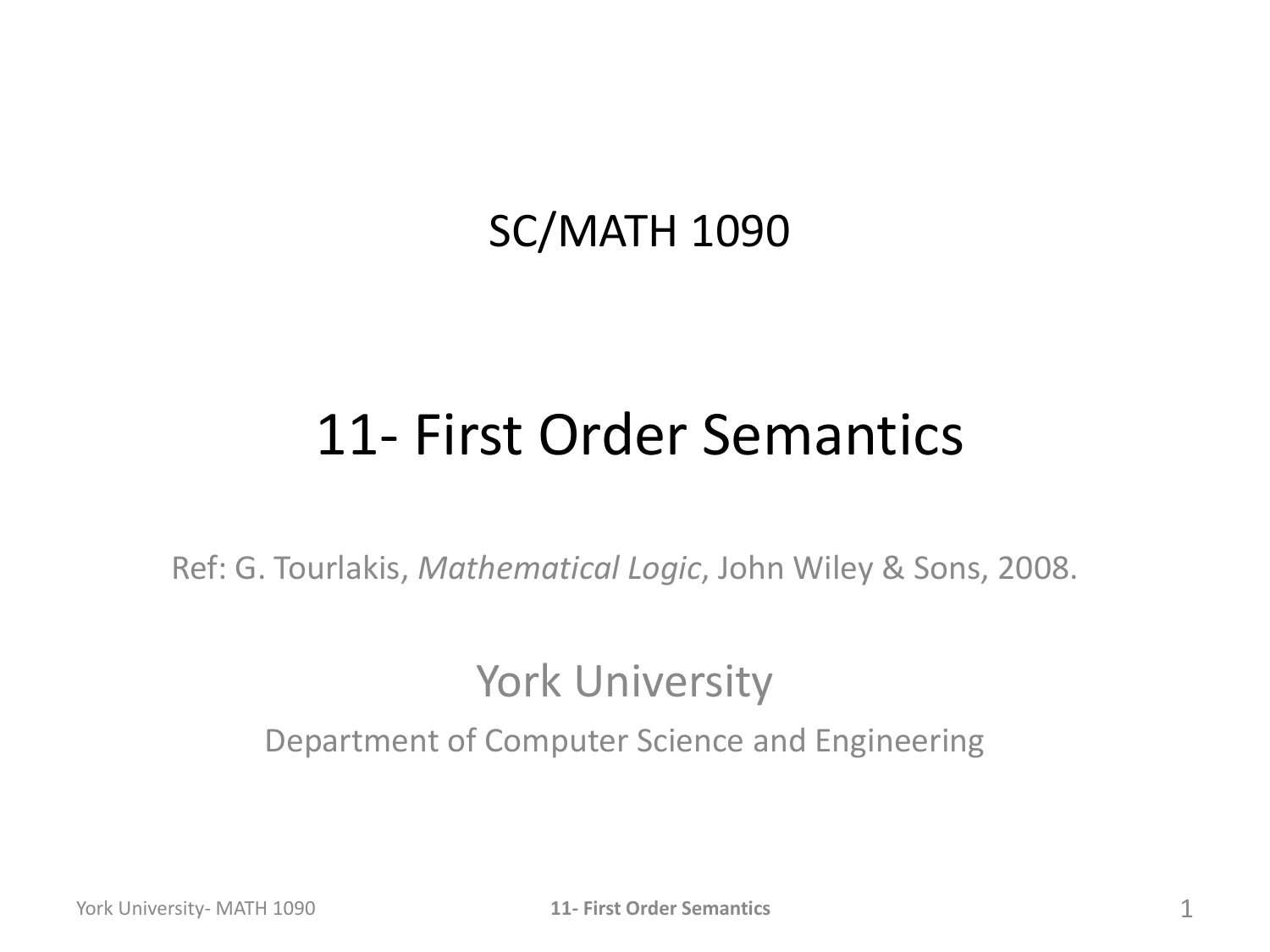SC/MATH 1090

# 11- First Order Semantics

Ref: G. Tourlakis, *Mathematical Logic*, John Wiley & Sons, 2008.

York University

Department of Computer Science and Engineering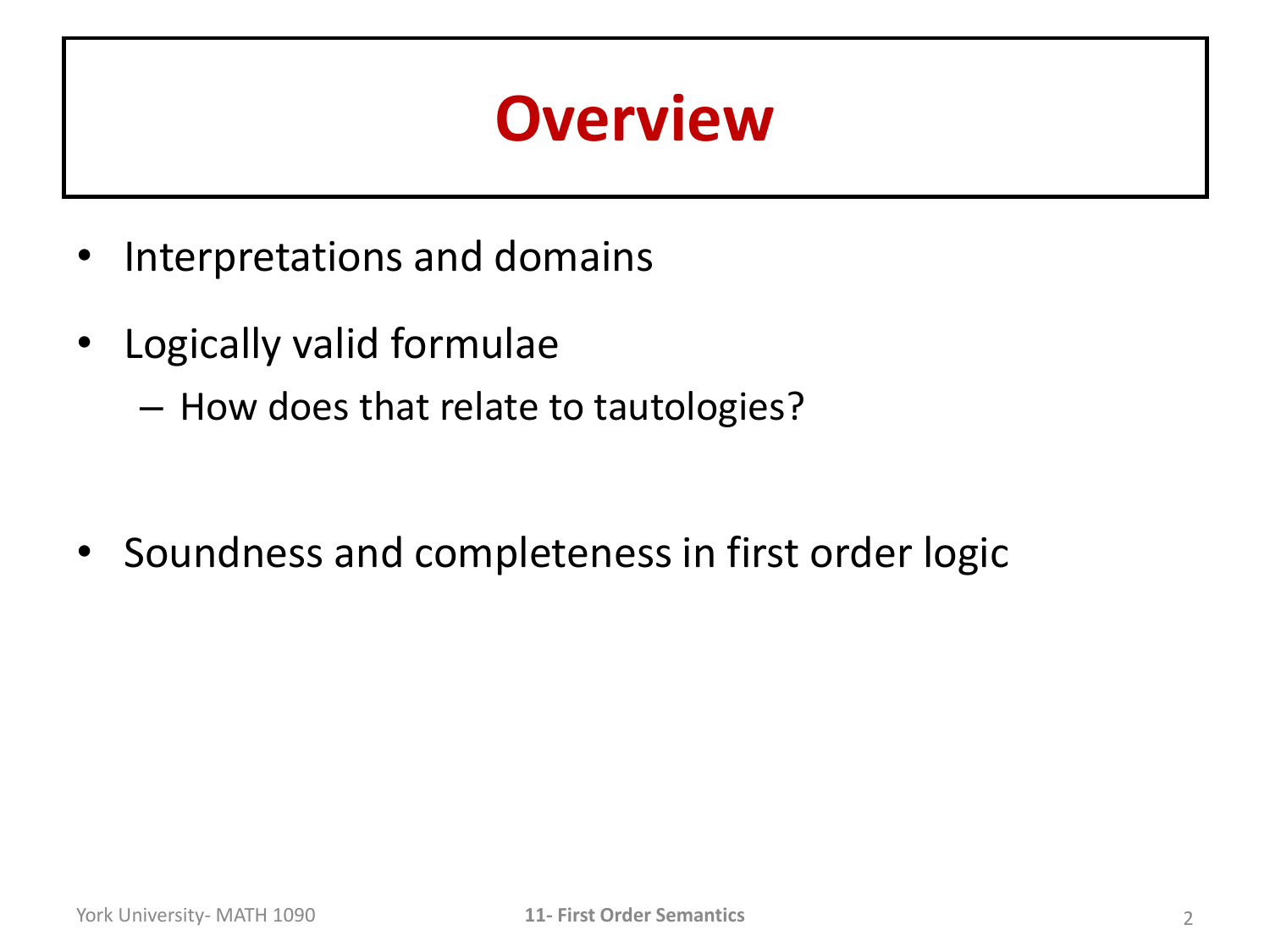# Overview

- Interpretations and domains
- Logically valid formulae
  - How does that relate to tautologies?
- Soundness and completeness in first order logic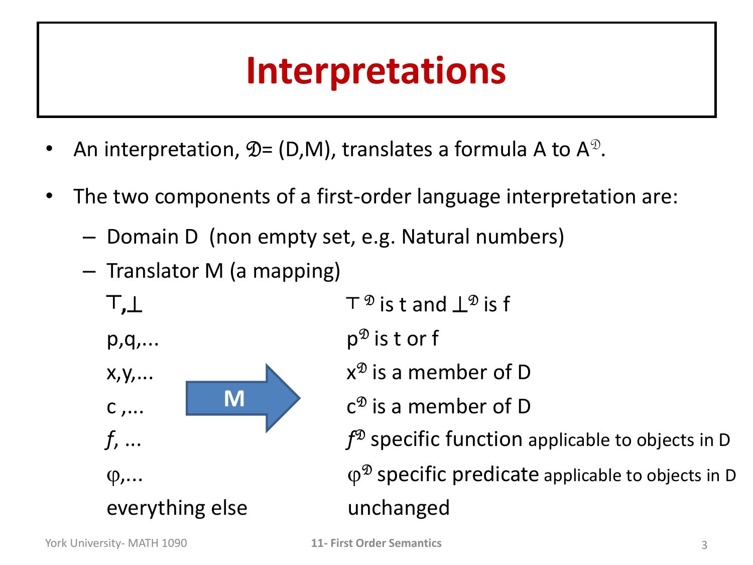# Interpretations

- An interpretation, $\mathfrak{D}$= (D,M), translates a formula A to $A^{\mathfrak{D}}$.
- The two components of a first-order language interpretation are:
  - Domain D (non empty set, e.g. Natural numbers)
  - Translator M (a mapping)

| | M | |
|---|---|---|
| ⊤,⊥ | | $\top^{\mathfrak{D}}$ is t and $\bot^{\mathfrak{D}}$ is f |
| p,q,... | | $p^{\mathfrak{D}}$ is t or f |
| x,y,... | | $x^{\mathfrak{D}}$ is a member of D |
| c ,... | | $c^{\mathfrak{D}}$ is a member of D |
| *f*, ... | | $f^{\mathfrak{D}}$ specific function applicable to objects in D |
| φ,... | | $\varphi^{\mathfrak{D}}$ specific predicate applicable to objects in D |
| everything else | | unchanged |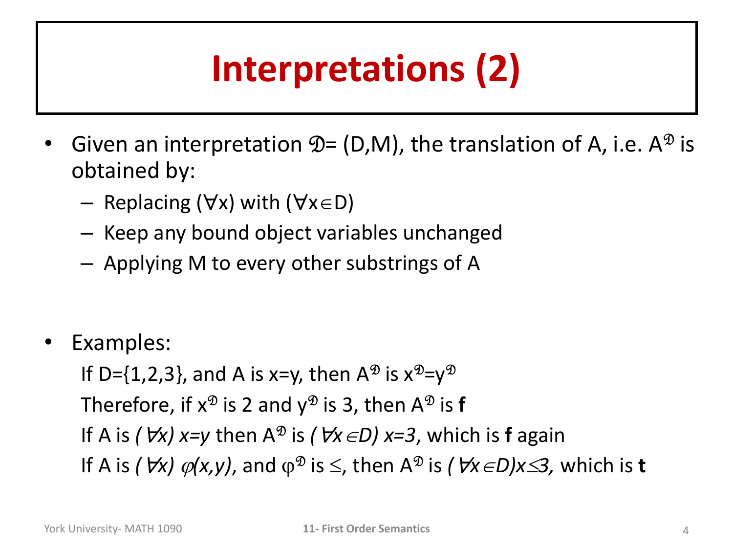# Interpretations (2)

- Given an interpretation $\mathfrak{D}$= (D,M), the translation of A, i.e. $A^{\mathfrak{D}}$ is obtained by:
  - Replacing $(\forall x)$ with $(\forall x \in D)$
  - Keep any bound object variables unchanged
  - Applying M to every other substrings of A

- Examples:

  If D={1,2,3}, and A is x=y, then $A^{\mathfrak{D}}$ is $x^{\mathfrak{D}}=y^{\mathfrak{D}}$

  Therefore, if $x^{\mathfrak{D}}$ is 2 and $y^{\mathfrak{D}}$ is 3, then $A^{\mathfrak{D}}$ is **f**

  If A is $(\forall x)\ x=y$ then $A^{\mathfrak{D}}$ is $(\forall x \in D)\ x=3$, which is **f** again

  If A is $(\forall x)\ \varphi(x,y)$, and $\varphi^{\mathfrak{D}}$ is $\leq$, then $A^{\mathfrak{D}}$ is $(\forall x \in D) x \leq 3$, which is **t**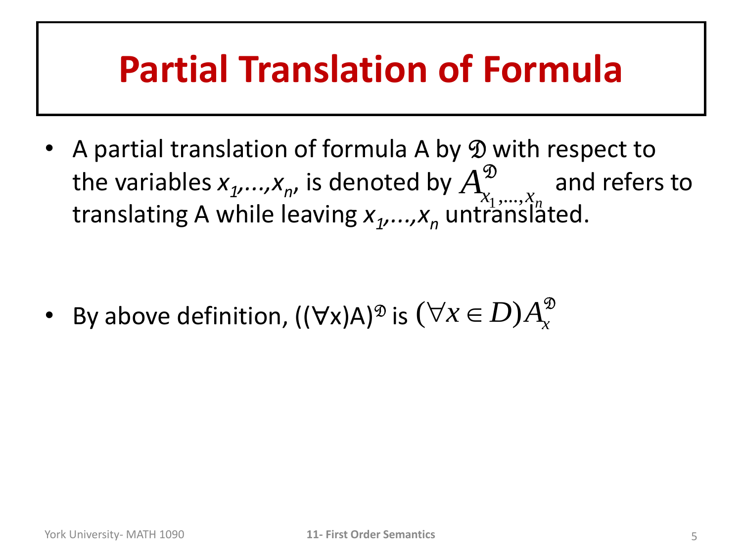# Partial Translation of Formula

- A partial translation of formula A by $\mathfrak{D}$ with respect to the variables $x_1,\ldots,x_n$, is denoted by $A^{\mathfrak{D}}_{x_1,\ldots,x_n}$ and refers to translating A while leaving $x_1,\ldots,x_n$ untranslated.

- By above definition, $((\forall x)A)^{\mathfrak{D}}$ is $(\forall x \in D)A^{\mathfrak{D}}_x$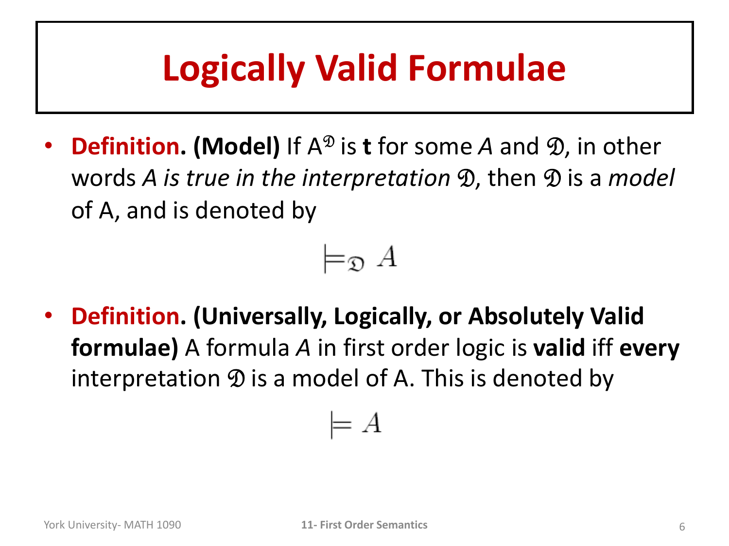# Logically Valid Formulae

- **Definition. (Model)** If $A^{\mathfrak{D}}$ is **t** for some *A* and $\mathfrak{D}$, in other words *A is true in the interpretation* $\mathfrak{D}$, then $\mathfrak{D}$ is a *model* of A, and is denoted by

$$\models_{\mathfrak{D}} A$$

- **Definition. (Universally, Logically, or Absolutely Valid formulae)** A formula *A* in first order logic is **valid** iff **every** interpretation $\mathfrak{D}$ is a model of A. This is denoted by

$$\models A$$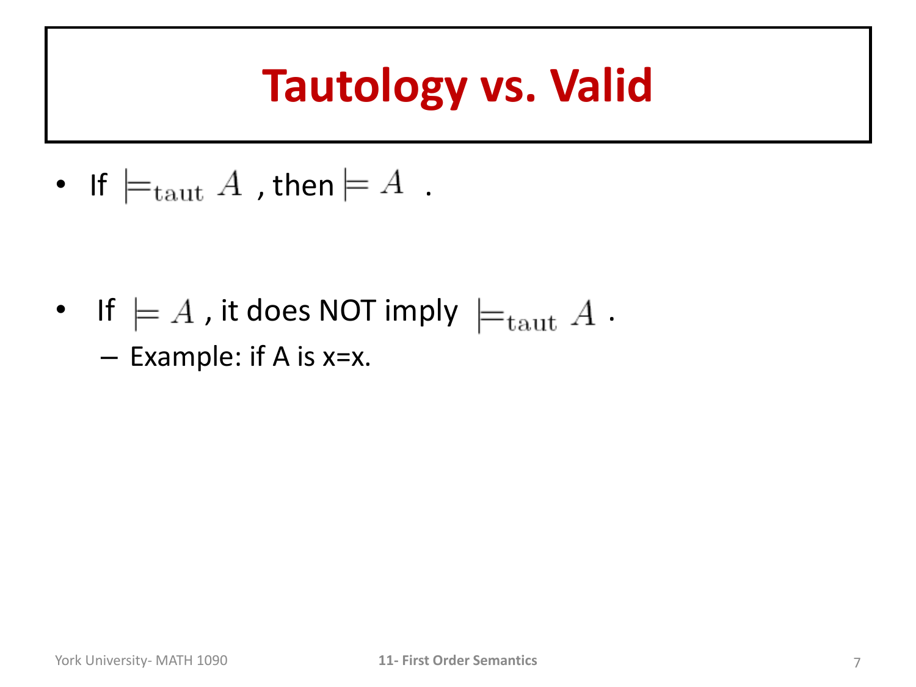# Tautology vs. Valid

- If $\models_{\text{taut}} A$ , then $\models A$ .

- If $\models A$ , it does NOT imply $\models_{\text{taut}} A$ .
  - Example: if A is x=x.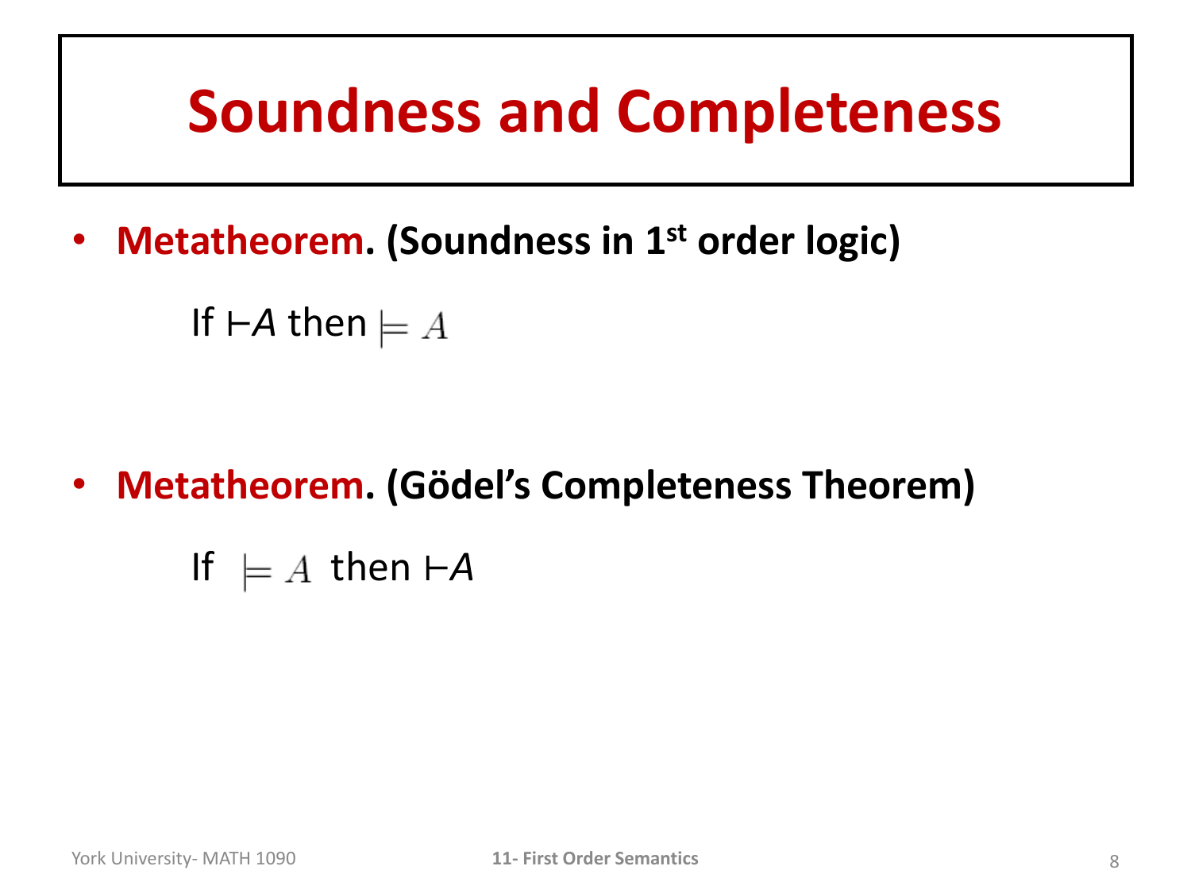# Soundness and Completeness

- **Metatheorem. (Soundness in 1st order logic)**

  If $\vdash A$ then $\models A$

- **Metatheorem. (Gödel's Completeness Theorem)**

  If $\models A$ then $\vdash A$